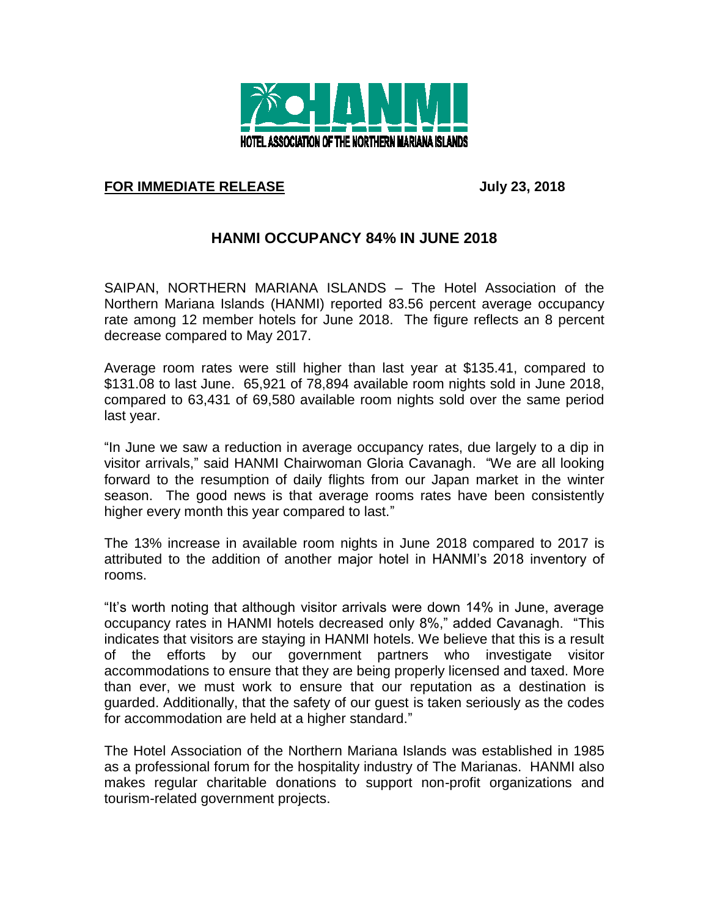HANMI

HOTEL ASSOCIATION OF THE NORTHERN MARIANA ISLANDS

**FOR IMMEDIATE RELEASE** **July 23, 2018**

## HANMI OCCUPANCY 84% IN JUNE 2018

SAIPAN, NORTHERN MARIANA ISLANDS – The Hotel Association of the Northern Mariana Islands (HANMI) reported 83.56 percent average occupancy rate among 12 member hotels for June 2018. The figure reflects an 8 percent decrease compared to May 2017.

Average room rates were still higher than last year at $135.41, compared to $131.08 to last June. 65,921 of 78,894 available room nights sold in June 2018, compared to 63,431 of 69,580 available room nights sold over the same period last year.

"In June we saw a reduction in average occupancy rates, due largely to a dip in visitor arrivals," said HANMI Chairwoman Gloria Cavanagh. "We are all looking forward to the resumption of daily flights from our Japan market in the winter season. The good news is that average rooms rates have been consistently higher every month this year compared to last."

The 13% increase in available room nights in June 2018 compared to 2017 is attributed to the addition of another major hotel in HANMI's 2018 inventory of rooms.

"It's worth noting that although visitor arrivals were down 14% in June, average occupancy rates in HANMI hotels decreased only 8%," added Cavanagh. "This indicates that visitors are staying in HANMI hotels. We believe that this is a result of the efforts by our government partners who investigate visitor accommodations to ensure that they are being properly licensed and taxed. More than ever, we must work to ensure that our reputation as a destination is guarded. Additionally, that the safety of our guest is taken seriously as the codes for accommodation are held at a higher standard."

The Hotel Association of the Northern Mariana Islands was established in 1985 as a professional forum for the hospitality industry of The Marianas. HANMI also makes regular charitable donations to support non-profit organizations and tourism-related government projects.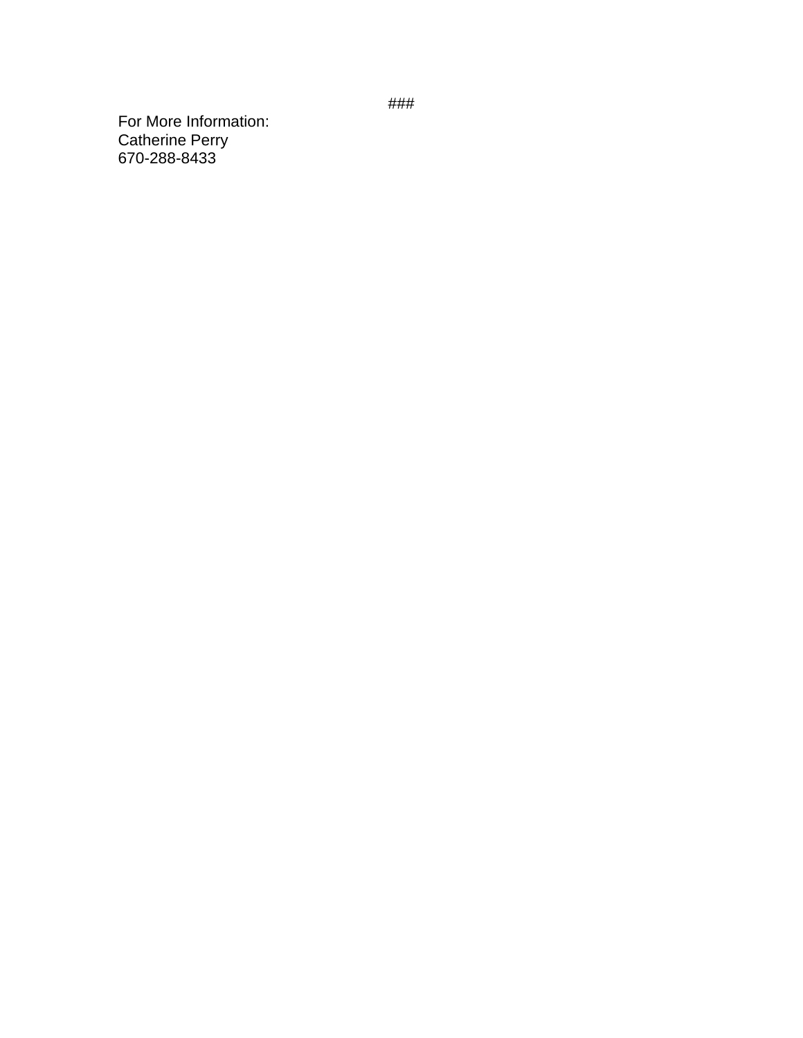###

For More Information:  
Catherine Perry  
670-288-8433